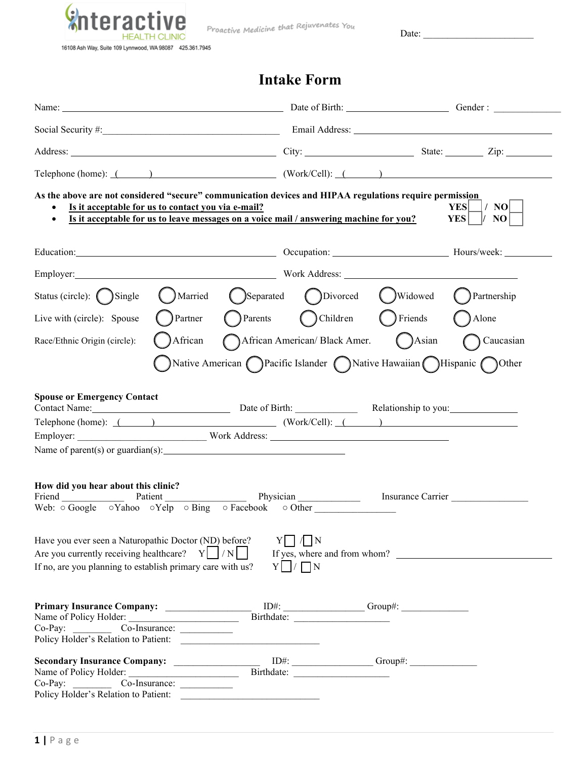Interactive HEALTH CLINIC

16108 Ash Way, Suite 109 Lynnwood, WA 98087 425.361.7945

Proactive Medicine that Rejuvenates You

Date: ______________________

# Intake Form

Name: ________________________________________ Date of Birth: ____________________ Gender : ______________

Social Security #:____________________________________ Email Address: ________________________________________

Address: ____________________________________ City: ____________________ State: ________ Zip: __________

Telephone (home): (______) ____________________ (Work/Cell): (______) ____________________________

**As the above are not considered "secure" communication devices and HIPAA regulations require permission**

- **Is it acceptable for us to contact you via e-mail?** **YES** ☐ / **NO** ☐
- **Is it acceptable for us to leave messages on a voice mail / answering machine for you?** **YES** ☐ / **NO** ☐

Education:____________________________________ Occupation: ______________________ Hours/week: __________

Employer:____________________________________ Work Address: ________________________________

Status (circle): ◯ Single ◯ Married ◯ Separated ◯ Divorced ◯ Widowed ◯ Partnership

Live with (circle): Spouse ◯ Partner ◯ Parents ◯ Children ◯ Friends ◯ Alone

Race/Ethnic Origin (circle): ◯ African ◯ African American/ Black Amer. ◯ Asian ◯ Caucasian ◯ Native American ◯ Pacific Islander ◯ Native Hawaiian ◯ Hispanic ◯ Other

**Spouse or Emergency Contact**

Contact Name:______________________________ Date of Birth: ____________ Relationship to you:______________

Telephone (home): (______) ____________________ (Work/Cell): (______) ____________________________

Employer: __________________________ Work Address: ____________________________________

Name of parent(s) or guardian(s):____________________________________

**How did you hear about this clinic?**

Friend ______________ Patient ________________ Physician _____________ Insurance Carrier ________________

Web: ○ Google ○Yahoo ○Yelp ○ Bing ○ Facebook ○ Other ________________

Have you ever seen a Naturopathic Doctor (ND) before? Y ☐ / ☐ N

Are you currently receiving healthcare? Y ☐ / N ☐ If yes, where and from whom? ______________________________

If no, are you planning to establish primary care with us? Y ☐ / ☐ N

**Primary Insurance Company:** __________________ ID#:________________ Group#: ______________

Name of Policy Holder: ______________________ Birthdate: ____________________

Co-Pay: ________ Co-Insurance: ___________

Policy Holder's Relation to Patient: ____________________________

**Secondary Insurance Company:** __________________ ID#: ________________ Group#: ______________

Name of Policy Holder: ______________________ Birthdate: ____________________

Co-Pay: ________ Co-Insurance: ___________

Policy Holder's Relation to Patient: ____________________________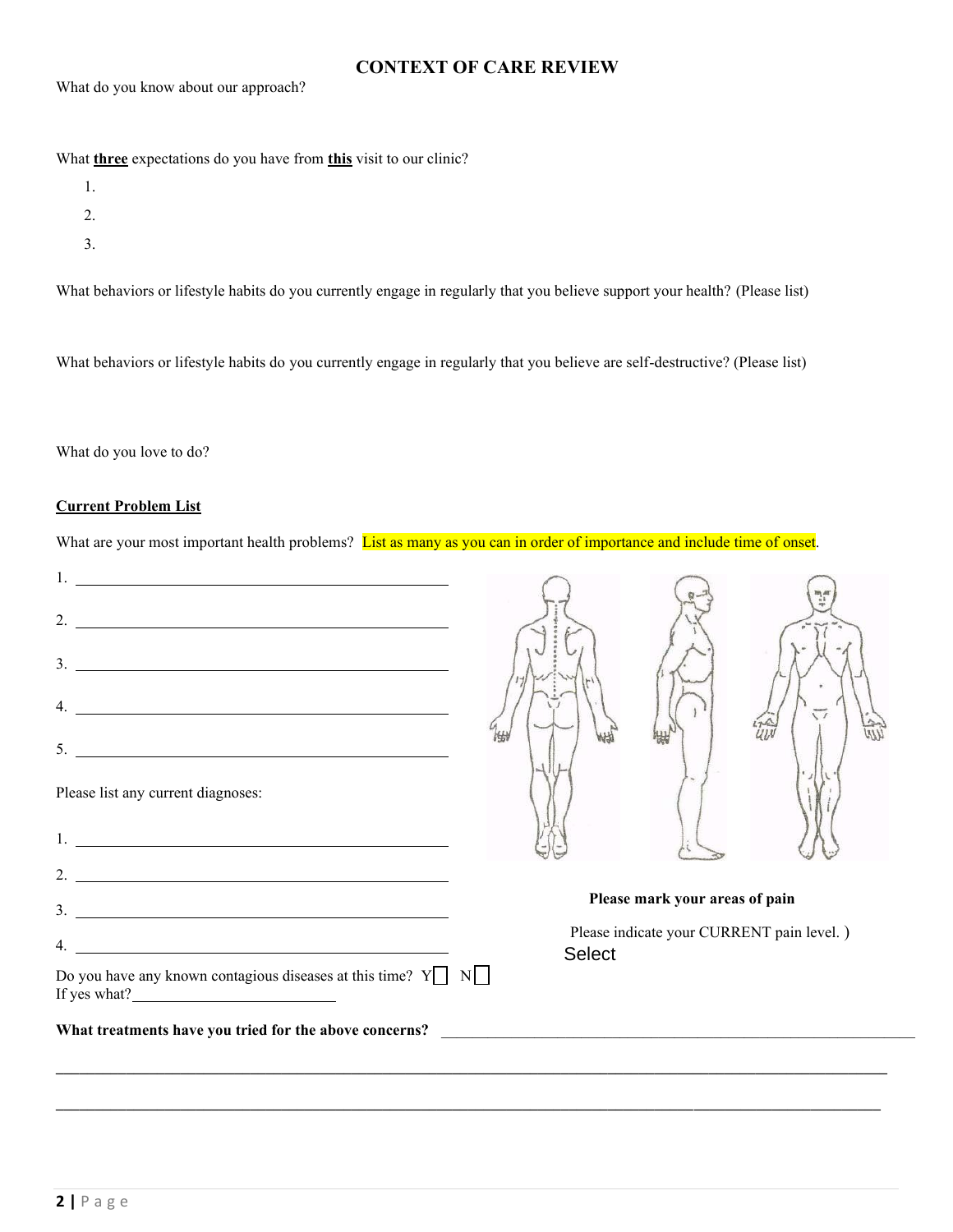## CONTEXT OF CARE REVIEW

What do you know about our approach?

What **three** expectations do you have from **this** visit to our clinic?

1.
2.
3.

What behaviors or lifestyle habits do you currently engage in regularly that you believe support your health? (Please list)

What behaviors or lifestyle habits do you currently engage in regularly that you believe are self-destructive? (Please list)

What do you love to do?

### Current Problem List

What are your most important health problems? List as many as you can in order of importance and include time of onset.

1. ______________________________
2. ______________________________
3. ______________________________
4. ______________________________
5. ______________________________

Please list any current diagnoses:

1. ______________________________
2. ______________________________
3. ______________________________
4. ______________________________

**Please mark your areas of pain**

Please indicate your CURRENT pain level. )

Select

Do you have any known contagious diseases at this time? Y☐ N☐

If yes what?__________________________

**What treatments have you tried for the above concerns?** ______________________________

______________________________

______________________________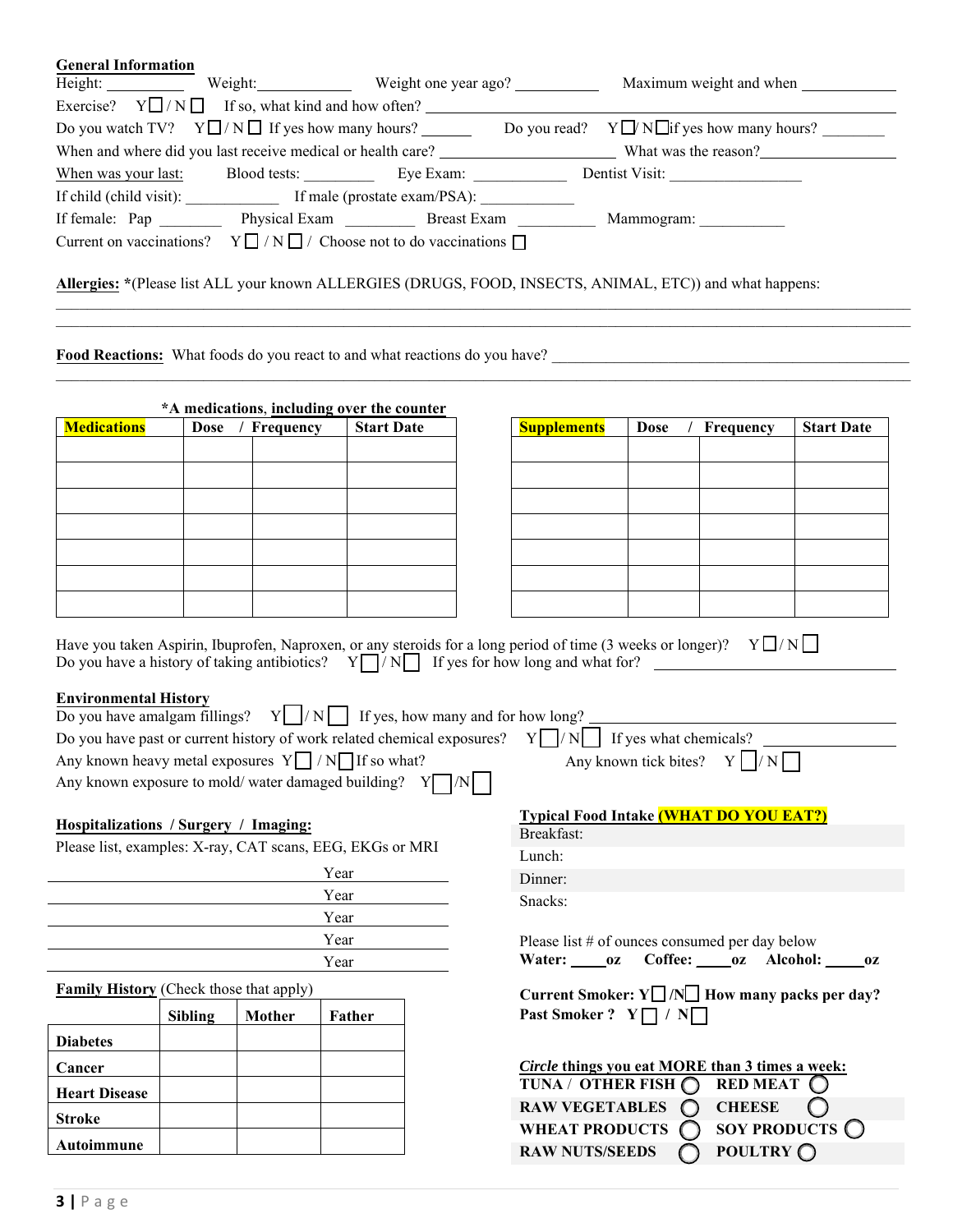**General Information**

Height: __________ Weight: ____________ Weight one year ago? ___________ Maximum weight and when ____________

Exercise? Y☐ / N☐ If so, what kind and how often? ________________________________________________

Do you watch TV? Y☐ / N☐ If yes how many hours? ______ Do you read? Y☐/ N☐if yes how many hours? ________

When and where did you last receive medical or health care? _____________________ What was the reason?_________________

When was your last: Blood tests: _________ Eye Exam: ____________ Dentist Visit: ________________

If child (child visit): ____________ If male (prostate exam/PSA): ____________

If female: Pap ________ Physical Exam _________ Breast Exam __________ Mammogram: ___________

Current on vaccinations? Y☐ / N☐ / Choose not to do vaccinations ☐

**Allergies:** *(Please list ALL your known ALLERGIES (DRUGS, FOOD, INSECTS, ANIMAL, ETC)) and what happens:

________________________________________________________________________________________________

________________________________________________________________________________________________

**Food Reactions:** What foods do you react to and what reactions do you have? ______________________________________

________________________________________________________________________________________________

***A medications**, **including over the counter**

| Medications | Dose | / Frequency | Start Date |
|---|---|---|---|
| | | | |
| | | | |
| | | | |
| | | | |
| | | | |
| | | | |
| | | | |

| Supplements | Dose | / Frequency | Start Date |
|---|---|---|---|
| | | | |
| | | | |
| | | | |
| | | | |
| | | | |
| | | | |
| | | | |

Have you taken Aspirin, Ibuprofen, Naproxen, or any steroids for a long period of time (3 weeks or longer)? Y☐ / N☐

Do you have a history of taking antibiotics? Y☐ / N☐ If yes for how long and what for? ______________________

**Environmental History**

Do you have amalgam fillings? Y☐ / N☐ If yes, how many and for how long? ______________________________

Do you have past or current history of work related chemical exposures? Y☐ / N☐ If yes what chemicals? ____________

Any known heavy metal exposures Y☐ / N☐ If so what? Any known tick bites? Y☐ / N☐

Any known exposure to mold/ water damaged building? Y☐ /N☐

**Hospitalizations / Surgery / Imaging:**

Please list, examples: X-ray, CAT scans, EEG, EKGs or MRI

_______________________________ Year

_______________________________ Year

_______________________________ Year

_______________________________ Year

_______________________________ Year

**Family History** (Check those that apply)

| | Sibling | Mother | Father |
|---|---|---|---|
| **Diabetes** | | | |
| **Cancer** | | | |
| **Heart Disease** | | | |
| **Stroke** | | | |
| **Autoimmune** | | | |

**Typical Food Intake (WHAT DO YOU EAT?)**

Breakfast:

Lunch:

Dinner:

Snacks:

Please list # of ounces consumed per day below

**Water: ____oz Coffee: ____oz Alcohol: _____oz**

**Current Smoker: Y☐ /N☐ How many packs per day?**

**Past Smoker ? Y☐ / N☐**

***Circle* things you eat MORE than 3 times a week:**

**TUNA / OTHER FISH** ◯ **RED MEAT** ◯

**RAW VEGETABLES** ◯ **CHEESE** ◯

**WHEAT PRODUCTS** ◯ **SOY PRODUCTS** ◯

**RAW NUTS/SEEDS** ◯ **POULTRY** ◯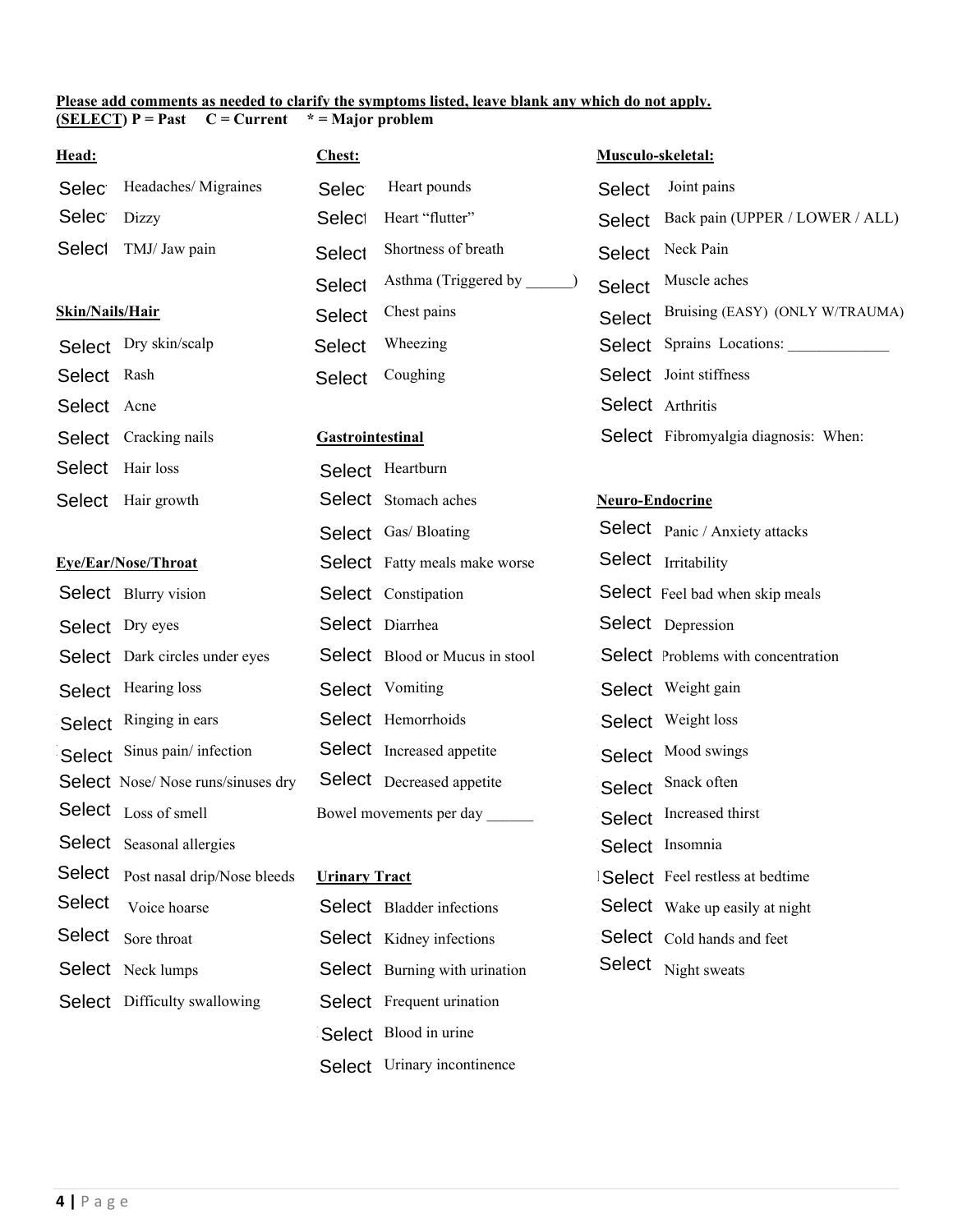**Please add comments as needed to clarify the symptoms listed, leave blank any which do not apply.**
**(SELECT) P = Past C = Current * = Major problem**

**Head:**

Select Headaches/ Migraines
Select Dizzy
Select TMJ/ Jaw pain

**Skin/Nails/Hair**

Select Dry skin/scalp
Select Rash
Select Acne
Select Cracking nails
Select Hair loss
Select Hair growth

**Eye/Ear/Nose/Throat**

Select Blurry vision
Select Dry eyes
Select Dark circles under eyes
Select Hearing loss
Select Ringing in ears
Select Sinus pain/ infection
Select Nose/ Nose runs/sinuses dry
Select Loss of smell
Select Seasonal allergies
Select Post nasal drip/Nose bleeds
Select Voice hoarse
Select Sore throat
Select Neck lumps
Select Difficulty swallowing

**Chest:**

Select Heart pounds
Select Heart "flutter"
Select Shortness of breath
Select Asthma (Triggered by ______)
Select Chest pains
Select Wheezing
Select Coughing

**Gastrointestinal**

Select Heartburn
Select Stomach aches
Select Gas/ Bloating
Select Fatty meals make worse
Select Constipation
Select Diarrhea
Select Blood or Mucus in stool
Select Vomiting
Select Hemorrhoids
Select Increased appetite
Select Decreased appetite

Bowel movements per day ______

**Urinary Tract**

Select Bladder infections
Select Kidney infections
Select Burning with urination
Select Frequent urination
Select Blood in urine
Select Urinary incontinence

**Musculo-skeletal:**

Select Joint pains
Select Back pain (UPPER / LOWER / ALL)
Select Neck Pain
Select Muscle aches
Select Bruising (EASY) (ONLY W/TRAUMA)
Select Sprains Locations: _____________
Select Joint stiffness
Select Arthritis
Select Fibromyalgia diagnosis: When:

**Neuro-Endocrine**

Select Panic / Anxiety attacks
Select Irritability
Select Feel bad when skip meals
Select Depression
Select Problems with concentration
Select Weight gain
Select Weight loss
Select Mood swings
Select Snack often
Select Increased thirst
Select Insomnia
Select Feel restless at bedtime
Select Wake up easily at night
Select Cold hands and feet
Select Night sweats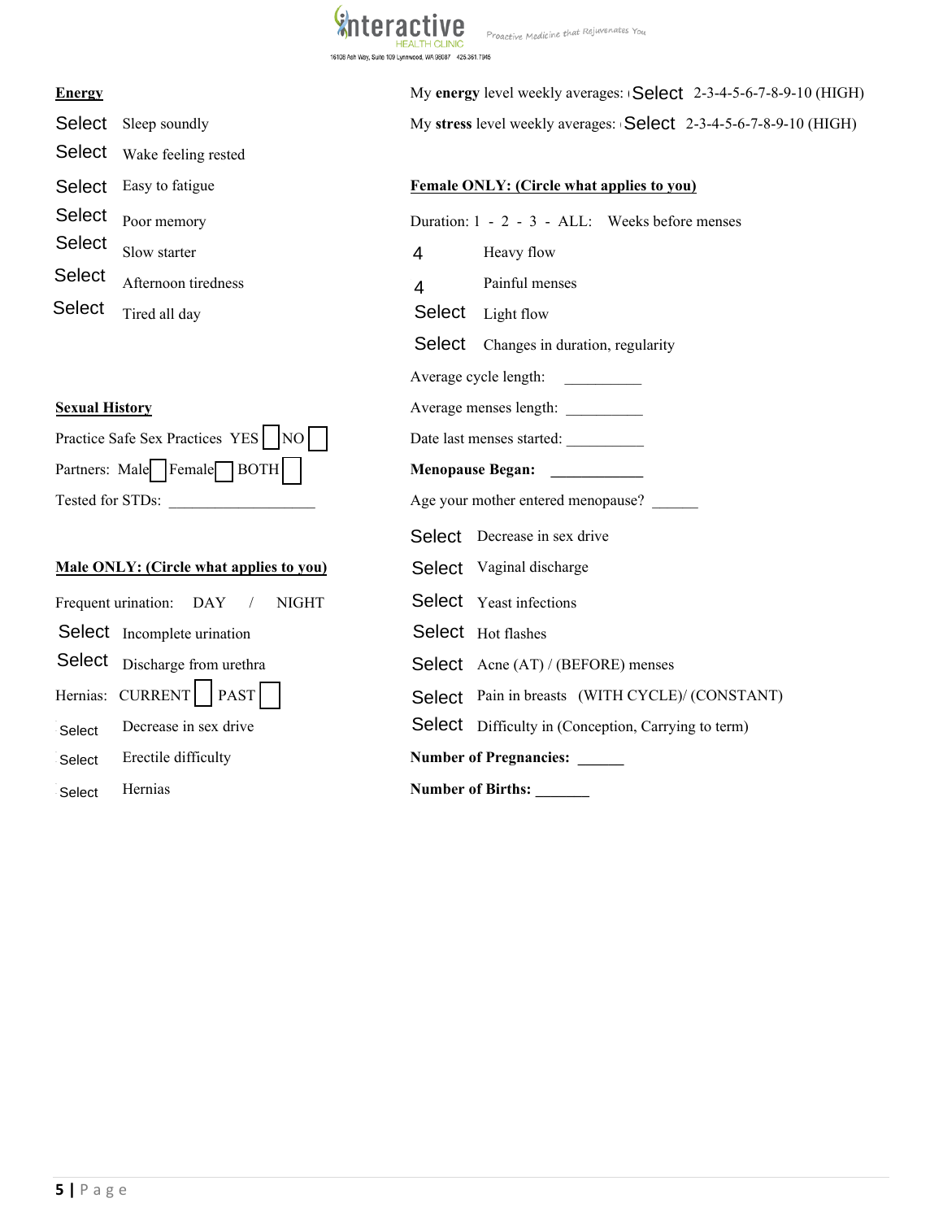**Energy**

Select Sleep soundly

Select Wake feeling rested

Select Easy to fatigue

Select Poor memory

Select Slow starter

Select Afternoon tiredness

Select Tired all day

My **energy** level weekly averages: Select 2-3-4-5-6-7-8-9-10 (HIGH)

My **stress** level weekly averages: Select 2-3-4-5-6-7-8-9-10 (HIGH)

**Female ONLY: (Circle what applies to you)**

Duration: 1 - 2 - 3 - ALL: Weeks before menses

4 Heavy flow

4 Painful menses

Select Light flow

Select Changes in duration, regularity

Average cycle length: __________

Average menses length: __________

Date last menses started: __________

**Menopause Began: ____________**

Age your mother entered menopause? ______

Select Decrease in sex drive

Select Vaginal discharge

Select Yeast infections

Select Hot flashes

Select Acne (AT) / (BEFORE) menses

Select Pain in breasts (WITH CYCLE)/ (CONSTANT)

Select Difficulty in (Conception, Carrying to term)

**Number of Pregnancies: ______**

**Number of Births: _______**

**Sexual History**

Practice Safe Sex Practices YES ☐ NO ☐

Partners: Male ☐ Female ☐ BOTH ☐

Tested for STDs: ___________________

**Male ONLY: (Circle what applies to you)**

Frequent urination: DAY / NIGHT

Select Incomplete urination

Select Discharge from urethra

Hernias: CURRENT ☐ PAST ☐

Select Decrease in sex drive

Select Erectile difficulty

Select Hernias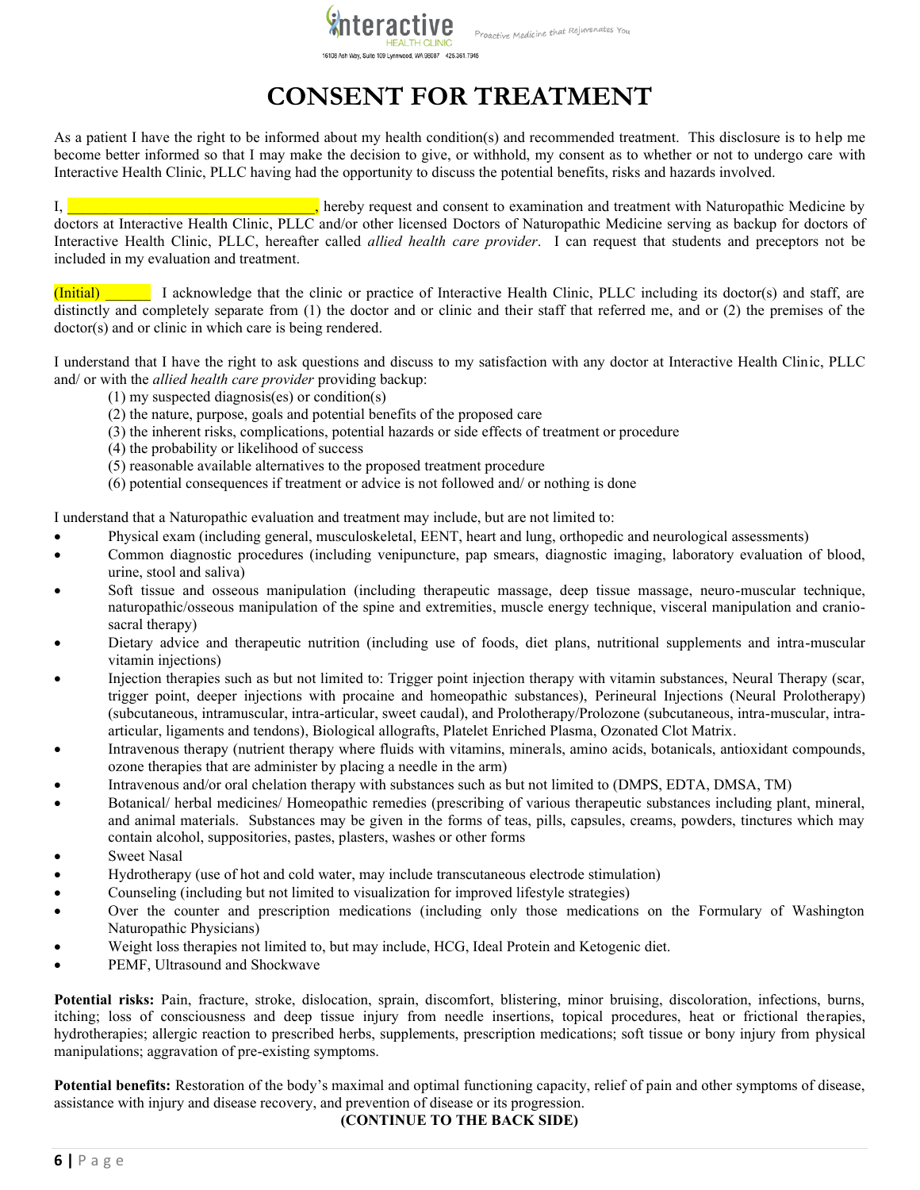# CONSENT FOR TREATMENT

As a patient I have the right to be informed about my health condition(s) and recommended treatment. This disclosure is to help me become better informed so that I may make the decision to give, or withhold, my consent as to whether or not to undergo care with Interactive Health Clinic, PLLC having had the opportunity to discuss the potential benefits, risks and hazards involved.

I, ________________________________, hereby request and consent to examination and treatment with Naturopathic Medicine by doctors at Interactive Health Clinic, PLLC and/or other licensed Doctors of Naturopathic Medicine serving as backup for doctors of Interactive Health Clinic, PLLC, hereafter called *allied health care provider*. I can request that students and preceptors not be included in my evaluation and treatment.

(Initial) ______ I acknowledge that the clinic or practice of Interactive Health Clinic, PLLC including its doctor(s) and staff, are distinctly and completely separate from (1) the doctor and or clinic and their staff that referred me, and or (2) the premises of the doctor(s) and or clinic in which care is being rendered.

I understand that I have the right to ask questions and discuss to my satisfaction with any doctor at Interactive Health Clinic, PLLC and/ or with the *allied health care provider* providing backup:

(1) my suspected diagnosis(es) or condition(s)
(2) the nature, purpose, goals and potential benefits of the proposed care
(3) the inherent risks, complications, potential hazards or side effects of treatment or procedure
(4) the probability or likelihood of success
(5) reasonable available alternatives to the proposed treatment procedure
(6) potential consequences if treatment or advice is not followed and/ or nothing is done

I understand that a Naturopathic evaluation and treatment may include, but are not limited to:

- Physical exam (including general, musculoskeletal, EENT, heart and lung, orthopedic and neurological assessments)
- Common diagnostic procedures (including venipuncture, pap smears, diagnostic imaging, laboratory evaluation of blood, urine, stool and saliva)
- Soft tissue and osseous manipulation (including therapeutic massage, deep tissue massage, neuro-muscular technique, naturopathic/osseous manipulation of the spine and extremities, muscle energy technique, visceral manipulation and cranio-sacral therapy)
- Dietary advice and therapeutic nutrition (including use of foods, diet plans, nutritional supplements and intra-muscular vitamin injections)
- Injection therapies such as but not limited to: Trigger point injection therapy with vitamin substances, Neural Therapy (scar, trigger point, deeper injections with procaine and homeopathic substances), Perineural Injections (Neural Prolotherapy) (subcutaneous, intramuscular, intra-articular, sweet caudal), and Prolotherapy/Prolozone (subcutaneous, intra-muscular, intra-articular, ligaments and tendons), Biological allografts, Platelet Enriched Plasma, Ozonated Clot Matrix.
- Intravenous therapy (nutrient therapy where fluids with vitamins, minerals, amino acids, botanicals, antioxidant compounds, ozone therapies that are administer by placing a needle in the arm)
- Intravenous and/or oral chelation therapy with substances such as but not limited to (DMPS, EDTA, DMSA, TM)
- Botanical/ herbal medicines/ Homeopathic remedies (prescribing of various therapeutic substances including plant, mineral, and animal materials. Substances may be given in the forms of teas, pills, capsules, creams, powders, tinctures which may contain alcohol, suppositories, pastes, plasters, washes or other forms
- Sweet Nasal
- Hydrotherapy (use of hot and cold water, may include transcutaneous electrode stimulation)
- Counseling (including but not limited to visualization for improved lifestyle strategies)
- Over the counter and prescription medications (including only those medications on the Formulary of Washington Naturopathic Physicians)
- Weight loss therapies not limited to, but may include, HCG, Ideal Protein and Ketogenic diet.
- PEMF, Ultrasound and Shockwave

**Potential risks:** Pain, fracture, stroke, dislocation, sprain, discomfort, blistering, minor bruising, discoloration, infections, burns, itching; loss of consciousness and deep tissue injury from needle insertions, topical procedures, heat or frictional therapies, hydrotherapies; allergic reaction to prescribed herbs, supplements, prescription medications; soft tissue or bony injury from physical manipulations; aggravation of pre-existing symptoms.

**Potential benefits:** Restoration of the body's maximal and optimal functioning capacity, relief of pain and other symptoms of disease, assistance with injury and disease recovery, and prevention of disease or its progression.

**(CONTINUE TO THE BACK SIDE)**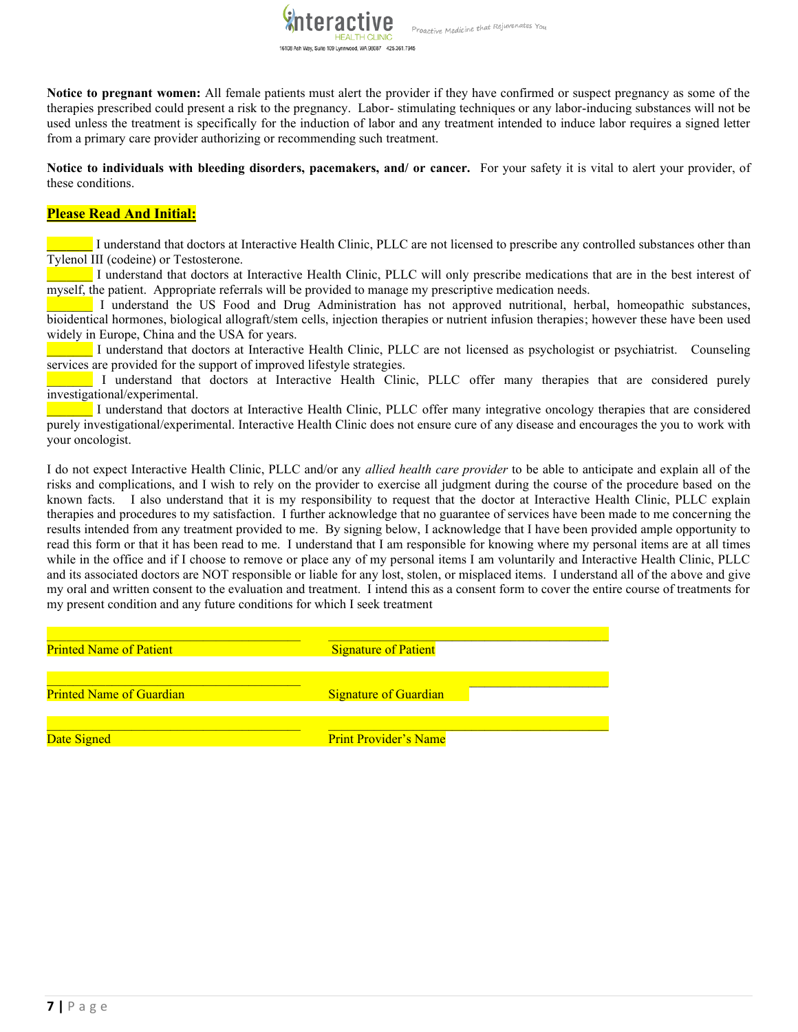**Notice to pregnant women:** All female patients must alert the provider if they have confirmed or suspect pregnancy as some of the therapies prescribed could present a risk to the pregnancy. Labor- stimulating techniques or any labor-inducing substances will not be used unless the treatment is specifically for the induction of labor and any treatment intended to induce labor requires a signed letter from a primary care provider authorizing or recommending such treatment.

**Notice to individuals with bleeding disorders, pacemakers, and/ or cancer.** For your safety it is vital to alert your provider, of these conditions.

**Please Read And Initial:**

_______ I understand that doctors at Interactive Health Clinic, PLLC are not licensed to prescribe any controlled substances other than Tylenol III (codeine) or Testosterone.

_______ I understand that doctors at Interactive Health Clinic, PLLC will only prescribe medications that are in the best interest of myself, the patient. Appropriate referrals will be provided to manage my prescriptive medication needs.

_______ I understand the US Food and Drug Administration has not approved nutritional, herbal, homeopathic substances, bioidentical hormones, biological allograft/stem cells, injection therapies or nutrient infusion therapies; however these have been used widely in Europe, China and the USA for years.

_______ I understand that doctors at Interactive Health Clinic, PLLC are not licensed as psychologist or psychiatrist. Counseling services are provided for the support of improved lifestyle strategies.

_______ I understand that doctors at Interactive Health Clinic, PLLC offer many therapies that are considered purely investigational/experimental.

_______ I understand that doctors at Interactive Health Clinic, PLLC offer many integrative oncology therapies that are considered purely investigational/experimental. Interactive Health Clinic does not ensure cure of any disease and encourages the you to work with your oncologist.

I do not expect Interactive Health Clinic, PLLC and/or any *allied health care provider* to be able to anticipate and explain all of the risks and complications, and I wish to rely on the provider to exercise all judgment during the course of the procedure based on the known facts. I also understand that it is my responsibility to request that the doctor at Interactive Health Clinic, PLLC explain therapies and procedures to my satisfaction. I further acknowledge that no guarantee of services have been made to me concerning the results intended from any treatment provided to me. By signing below, I acknowledge that I have been provided ample opportunity to read this form or that it has been read to me. I understand that I am responsible for knowing where my personal items are at all times while in the office and if I choose to remove or place any of my personal items I am voluntarily and Interactive Health Clinic, PLLC and its associated doctors are NOT responsible or liable for any lost, stolen, or misplaced items. I understand all of the above and give my oral and written consent to the evaluation and treatment. I intend this as a consent form to cover the entire course of treatments for my present condition and any future conditions for which I seek treatment

_________________________________ _________________________________
Printed Name of Patient Signature of Patient

_________________________________ _________________________________
Printed Name of Guardian Signature of Guardian

_________________________________ _________________________________
Date Signed Print Provider's Name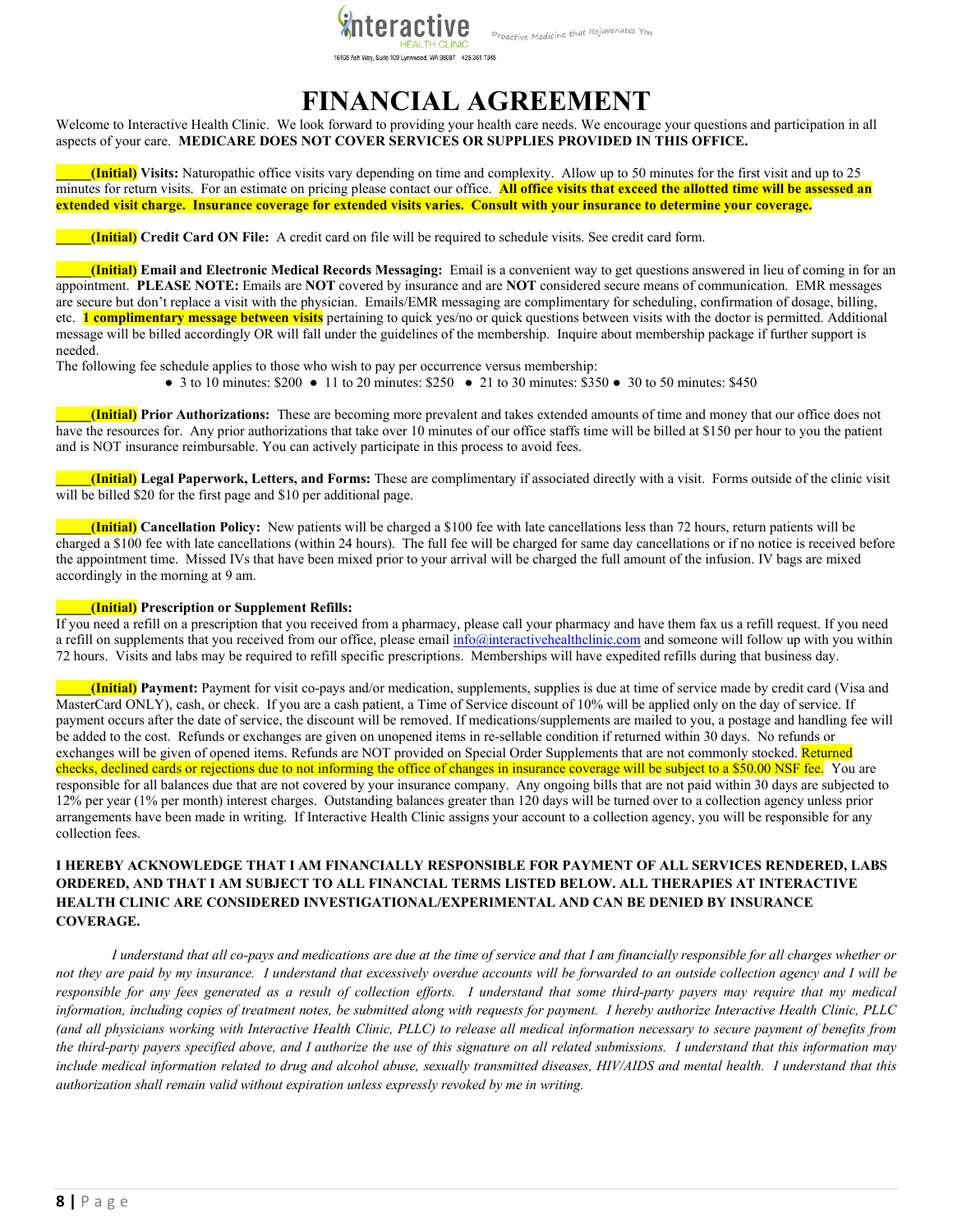Interactive HEALTH CLINIC — Proactive Medicine that Rejuvenates You

16108 Ash Way, Suite 109 Lynnwood, WA 98087 425.361.7945

# FINANCIAL AGREEMENT

Welcome to Interactive Health Clinic. We look forward to providing your health care needs. We encourage your questions and participation in all aspects of your care. **MEDICARE DOES NOT COVER SERVICES OR SUPPLIES PROVIDED IN THIS OFFICE.**

_____**(Initial) Visits:** Naturopathic office visits vary depending on time and complexity. Allow up to 50 minutes for the first visit and up to 25 minutes for return visits. For an estimate on pricing please contact our office. **All office visits that exceed the allotted time will be assessed an extended visit charge. Insurance coverage for extended visits varies. Consult with your insurance to determine your coverage.**

_____**(Initial) Credit Card ON File:** A credit card on file will be required to schedule visits. See credit card form.

_____**(Initial) Email and Electronic Medical Records Messaging:** Email is a convenient way to get questions answered in lieu of coming in for an appointment. **PLEASE NOTE:** Emails are **NOT** covered by insurance and are **NOT** considered secure means of communication. EMR messages are secure but don't replace a visit with the physician. Emails/EMR messaging are complimentary for scheduling, confirmation of dosage, billing, etc. **1 complimentary message between visits** pertaining to quick yes/no or quick questions between visits with the doctor is permitted. Additional message will be billed accordingly OR will fall under the guidelines of the membership. Inquire about membership package if further support is needed.

The following fee schedule applies to those who wish to pay per occurrence versus membership:

- 3 to 10 minutes: $200 ● 11 to 20 minutes: $250 ● 21 to 30 minutes: $350 ● 30 to 50 minutes: $450

_____**(Initial) Prior Authorizations:** These are becoming more prevalent and takes extended amounts of time and money that our office does not have the resources for. Any prior authorizations that take over 10 minutes of our office staffs time will be billed at $150 per hour to you the patient and is NOT insurance reimbursable. You can actively participate in this process to avoid fees.

_____**(Initial) Legal Paperwork, Letters, and Forms:** These are complimentary if associated directly with a visit. Forms outside of the clinic visit will be billed $20 for the first page and $10 per additional page.

_____**(Initial) Cancellation Policy:** New patients will be charged a $100 fee with late cancellations less than 72 hours, return patients will be charged a $100 fee with late cancellations (within 24 hours). The full fee will be charged for same day cancellations or if no notice is received before the appointment time. Missed IVs that have been mixed prior to your arrival will be charged the full amount of the infusion. IV bags are mixed accordingly in the morning at 9 am.

_____**(Initial) Prescription or Supplement Refills:**
If you need a refill on a prescription that you received from a pharmacy, please call your pharmacy and have them fax us a refill request. If you need a refill on supplements that you received from our office, please email info@interactivehealthclinic.com and someone will follow up with you within 72 hours. Visits and labs may be required to refill specific prescriptions. Memberships will have expedited refills during that business day.

_____**(Initial) Payment:** Payment for visit co-pays and/or medication, supplements, supplies is due at time of service made by credit card (Visa and MasterCard ONLY), cash, or check. If you are a cash patient, a Time of Service discount of 10% will be applied only on the day of service. If payment occurs after the date of service, the discount will be removed. If medications/supplements are mailed to you, a postage and handling fee will be added to the cost. Refunds or exchanges are given on unopened items in re-sellable condition if returned within 30 days. No refunds or exchanges will be given of opened items. Refunds are NOT provided on Special Order Supplements that are not commonly stocked. Returned checks, declined cards or rejections due to not informing the office of changes in insurance coverage will be subject to a $50.00 NSF fee. You are responsible for all balances due that are not covered by your insurance company. Any ongoing bills that are not paid within 30 days are subjected to 12% per year (1% per month) interest charges. Outstanding balances greater than 120 days will be turned over to a collection agency unless prior arrangements have been made in writing. If Interactive Health Clinic assigns your account to a collection agency, you will be responsible for any collection fees.

**I HEREBY ACKNOWLEDGE THAT I AM FINANCIALLY RESPONSIBLE FOR PAYMENT OF ALL SERVICES RENDERED, LABS ORDERED, AND THAT I AM SUBJECT TO ALL FINANCIAL TERMS LISTED BELOW. ALL THERAPIES AT INTERACTIVE HEALTH CLINIC ARE CONSIDERED INVESTIGATIONAL/EXPERIMENTAL AND CAN BE DENIED BY INSURANCE COVERAGE.**

*I understand that all co-pays and medications are due at the time of service and that I am financially responsible for all charges whether or not they are paid by my insurance. I understand that excessively overdue accounts will be forwarded to an outside collection agency and I will be responsible for any fees generated as a result of collection efforts. I understand that some third-party payers may require that my medical information, including copies of treatment notes, be submitted along with requests for payment. I hereby authorize Interactive Health Clinic, PLLC (and all physicians working with Interactive Health Clinic, PLLC) to release all medical information necessary to secure payment of benefits from the third-party payers specified above, and I authorize the use of this signature on all related submissions. I understand that this information may include medical information related to drug and alcohol abuse, sexually transmitted diseases, HIV/AIDS and mental health. I understand that this authorization shall remain valid without expiration unless expressly revoked by me in writing.*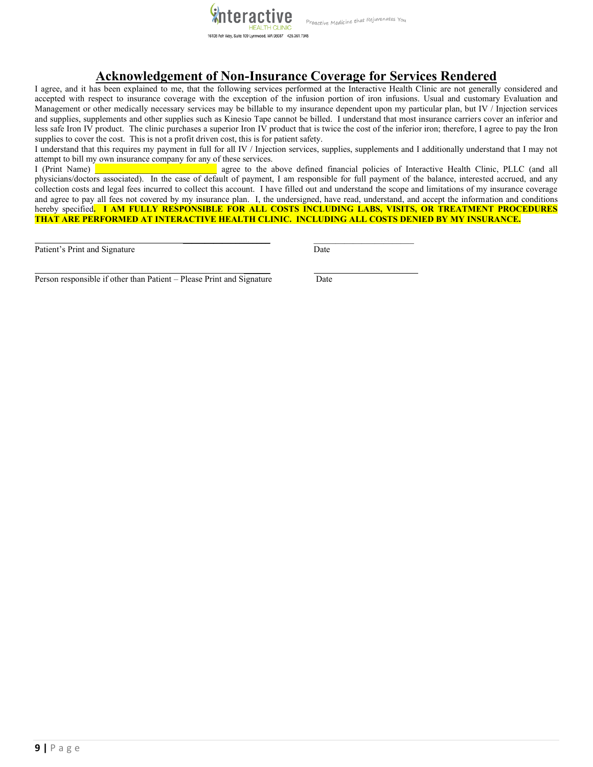Interactive HEALTH CLINIC

16108 Ash Way, Suite 109 Lynnwood, WA 98087 425.361.7946

Proactive Medicine that Rejuvenates You

# Acknowledgement of Non-Insurance Coverage for Services Rendered

I agree, and it has been explained to me, that the following services performed at the Interactive Health Clinic are not generally considered and accepted with respect to insurance coverage with the exception of the infusion portion of iron infusions. Usual and customary Evaluation and Management or other medically necessary services may be billable to my insurance dependent upon my particular plan, but IV / Injection services and supplies, supplements and other supplies such as Kinesio Tape cannot be billed. I understand that most insurance carriers cover an inferior and less safe Iron IV product. The clinic purchases a superior Iron IV product that is twice the cost of the inferior iron; therefore, I agree to pay the Iron supplies to cover the cost. This is not a profit driven cost, this is for patient safety.

I understand that this requires my payment in full for all IV / Injection services, supplies, supplements and I additionally understand that I may not attempt to bill my own insurance company for any of these services.

I (Print Name) ______________________ agree to the above defined financial policies of Interactive Health Clinic, PLLC (and all physicians/doctors associated). In the case of default of payment, I am responsible for full payment of the balance, interested accrued, and any collection costs and legal fees incurred to collect this account. I have filled out and understand the scope and limitations of my insurance coverage and agree to pay all fees not covered by my insurance plan. I, the undersigned, have read, understand, and accept the information and conditions hereby specified**. I AM FULLY RESPONSIBLE FOR ALL COSTS INCLUDING LABS, VISITS, OR TREATMENT PROCEDURES THAT ARE PERFORMED AT INTERACTIVE HEALTH CLINIC. INCLUDING ALL COSTS DENIED BY MY INSURANCE.**

_______________________________________ ______________________

Patient's Print and Signature Date

_______________________________________ ______________________

Person responsible if other than Patient – Please Print and Signature Date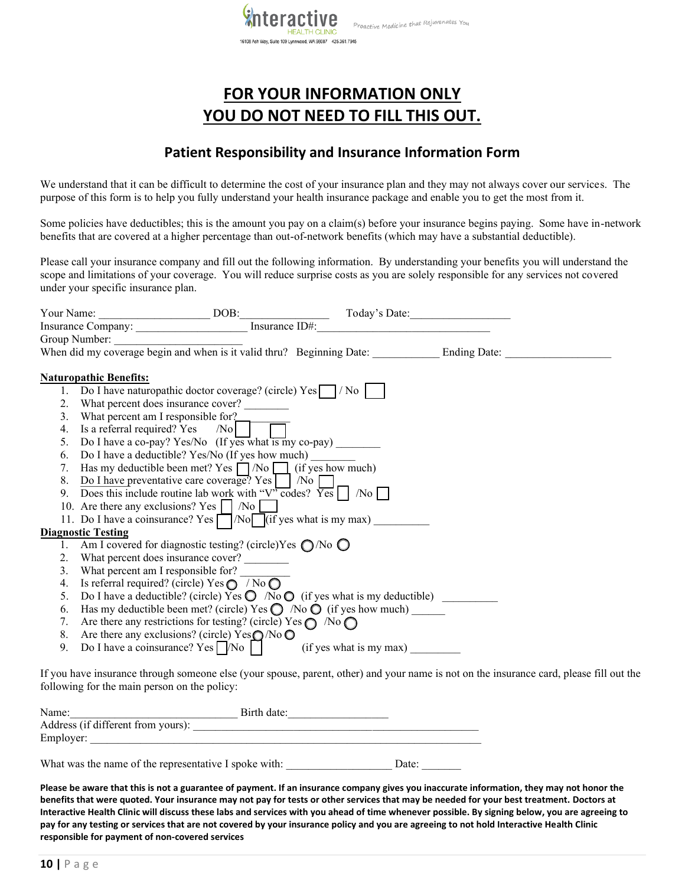# FOR YOUR INFORMATION ONLY
# YOU DO NOT NEED TO FILL THIS OUT.

## Patient Responsibility and Insurance Information Form

We understand that it can be difficult to determine the cost of your insurance plan and they may not always cover our services. The purpose of this form is to help you fully understand your health insurance package and enable you to get the most from it.

Some policies have deductibles; this is the amount you pay on a claim(s) before your insurance begins paying. Some have in-network benefits that are covered at a higher percentage than out-of-network benefits (which may have a substantial deductible).

Please call your insurance company and fill out the following information. By understanding your benefits you will understand the scope and limitations of your coverage. You will reduce surprise costs as you are solely responsible for any services not covered under your specific insurance plan.

Your Name: ___________________ DOB:_______________ Today's Date:_________________
Insurance Company: ___________________ Insurance ID#:______________________________
Group Number: ______________________
When did my coverage begin and when is it valid thru? Beginning Date: ___________ Ending Date: __________________

**Naturopathic Benefits:**

1. Do I have naturopathic doctor coverage? (circle) Yes ☐ / No ☐
2. What percent does insurance cover? ________
3. What percent am I responsible for? ________
4. Is a referral required? Yes ☐ /No ☐
5. Do I have a co-pay? Yes/No (If yes what is my co-pay) ________
6. Do I have a deductible? Yes/No (If yes how much) ________
7. Has my deductible been met? Yes ☐ /No ☐ (if yes how much)
8. Do I have preventative care coverage? Yes ☐ /No ☐
9. Does this include routine lab work with "V" codes? Yes ☐ /No ☐
10. Are there any exclusions? Yes ☐ /No ☐
11. Do I have a coinsurance? Yes ☐ /No ☐ (if yes what is my max) __________

**Diagnostic Testing**

1. Am I covered for diagnostic testing? (circle)Yes ◯/No ◯
2. What percent does insurance cover? ________
3. What percent am I responsible for? ________
4. Is referral required? (circle) Yes ◯ / No ◯
5. Do I have a deductible? (circle) Yes ◯ /No ◯ (if yes what is my deductible) __________
6. Has my deductible been met? (circle) Yes ◯ /No ◯ (if yes how much) ______
7. Are there any restrictions for testing? (circle) Yes ◯ /No ◯
8. Are there any exclusions? (circle) Yes ◯ /No ◯
9. Do I have a coinsurance? Yes ☐ /No ☐ (if yes what is my max) _________

If you have insurance through someone else (your spouse, parent, other) and your name is not on the insurance card, please fill out the following for the main person on the policy:

Name:_____________________________ Birth date:_________________
Address (if different from yours): ________________________________________________
Employer: _____________________________________________________________

What was the name of the representative I spoke with: __________________ Date: _______

**Please be aware that this is not a guarantee of payment. If an insurance company gives you inaccurate information, they may not honor the benefits that were quoted. Your insurance may not pay for tests or other services that may be needed for your best treatment. Doctors at Interactive Health Clinic will discuss these labs and services with you ahead of time whenever possible. By signing below, you are agreeing to pay for any testing or services that are not covered by your insurance policy and you are agreeing to not hold Interactive Health Clinic responsible for payment of non-covered services**